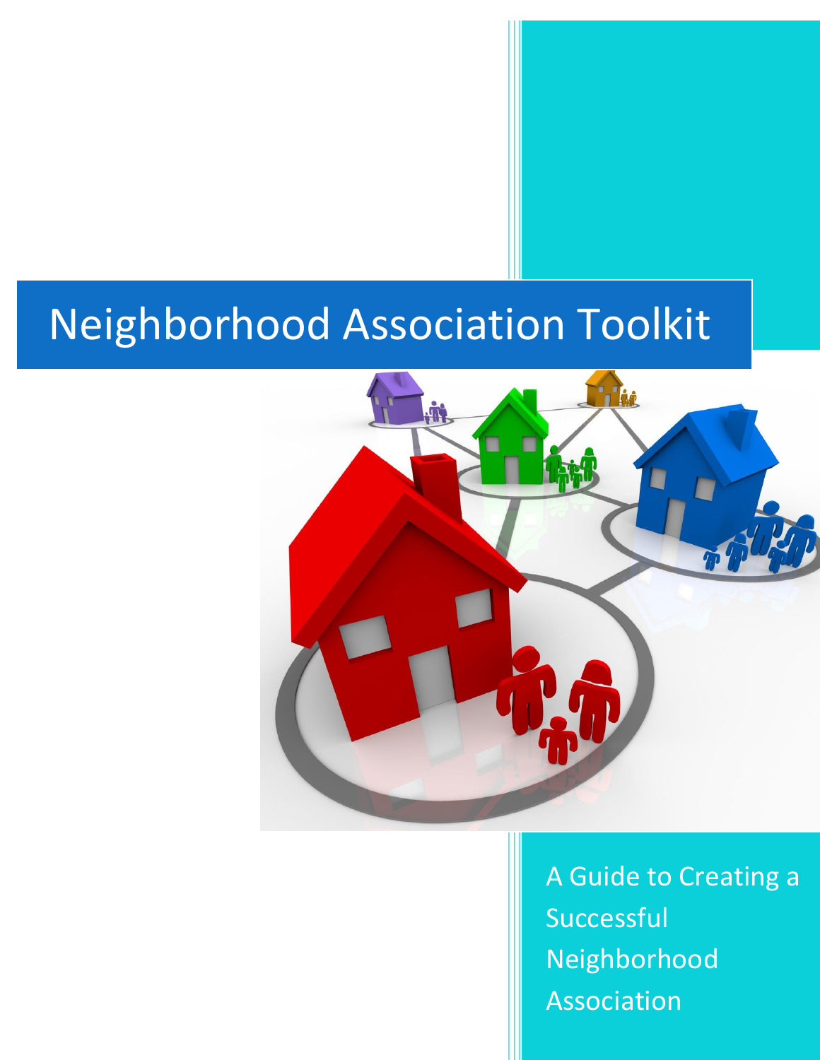# Neighborhood Association Toolkit

A Guide to Creating a Successful Neighborhood Association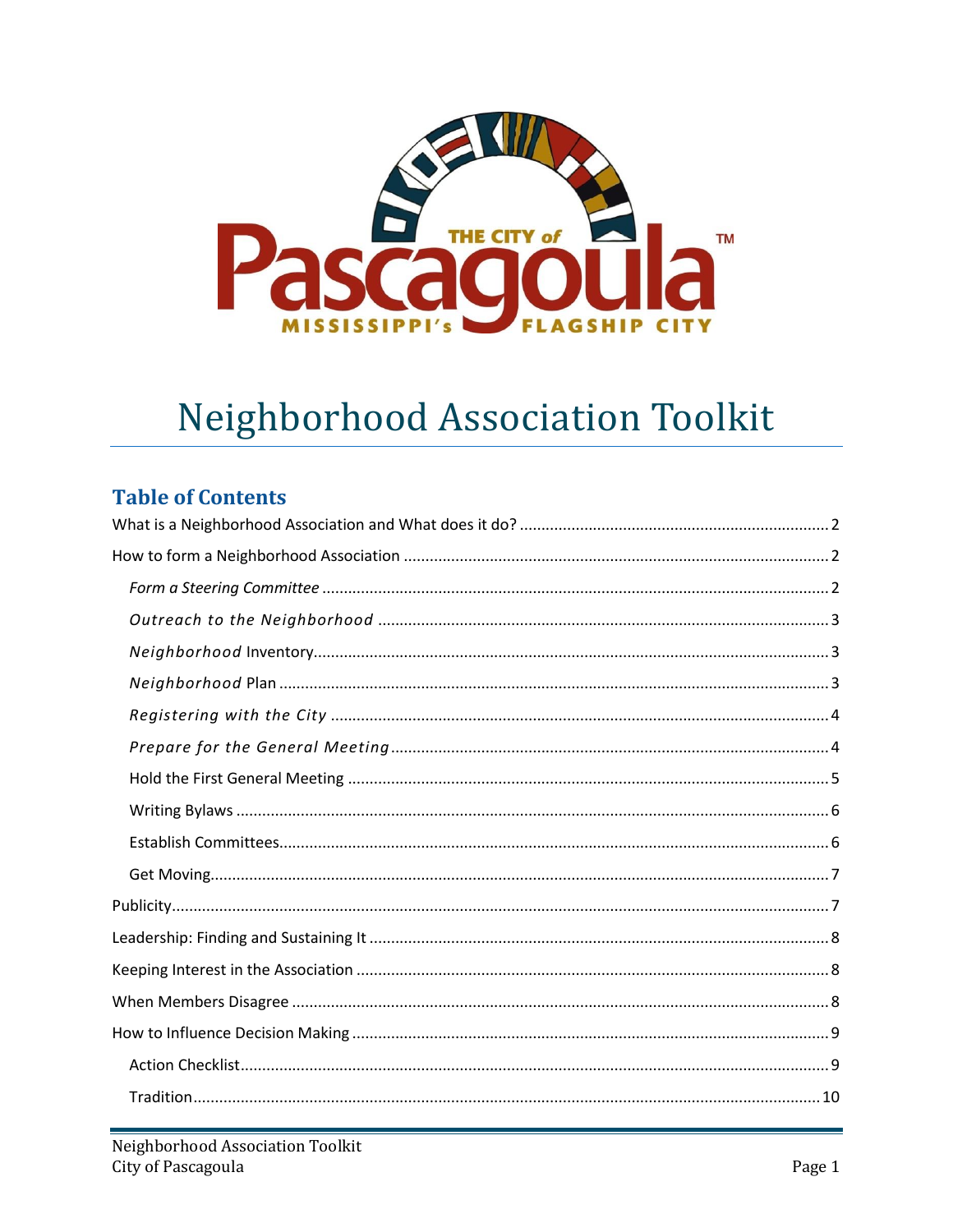# Neighborhood Association Toolkit

## Table of Contents

What is a Neighborhood Association and What does it do? ..... 2

How to form a Neighborhood Association ..... 2

- *Form a Steering Committee* ..... 2
- *Outreach to the Neighborhood* ..... 3
- *Neighborhood* Inventory ..... 3
- *Neighborhood* Plan ..... 3
- *Registering with the City* ..... 4
- *Prepare for the General Meeting* ..... 4
- Hold the First General Meeting ..... 5
- Writing Bylaws ..... 6
- Establish Committees ..... 6
- Get Moving ..... 7

Publicity ..... 7

Leadership: Finding and Sustaining It ..... 8

Keeping Interest in the Association ..... 8

When Members Disagree ..... 8

How to Influence Decision Making ..... 9

- Action Checklist ..... 9
- Tradition ..... 10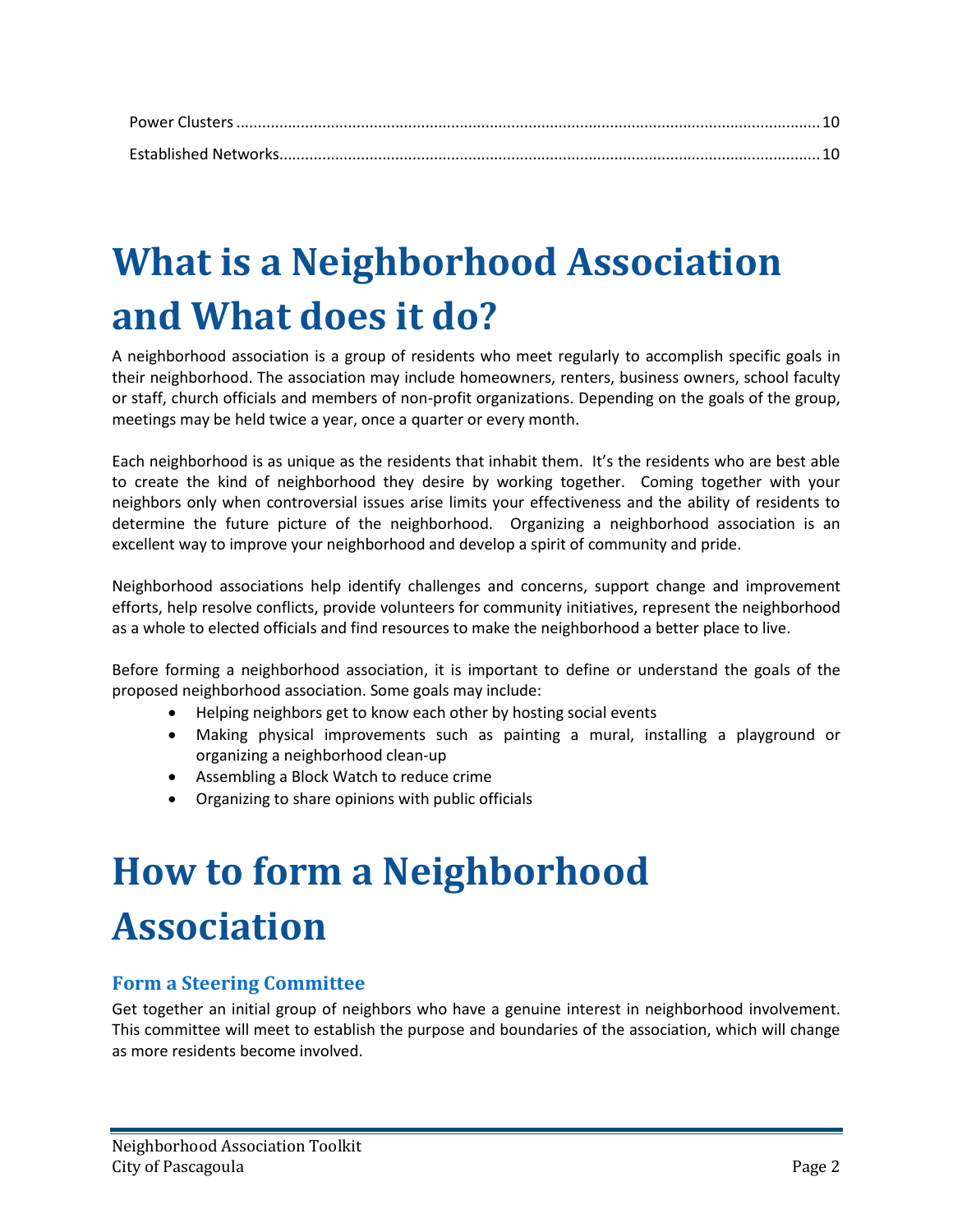Power Clusters .......... 10

Established Networks .......... 10

# What is a Neighborhood Association and What does it do?

A neighborhood association is a group of residents who meet regularly to accomplish specific goals in their neighborhood. The association may include homeowners, renters, business owners, school faculty or staff, church officials and members of non-profit organizations. Depending on the goals of the group, meetings may be held twice a year, once a quarter or every month.

Each neighborhood is as unique as the residents that inhabit them. It's the residents who are best able to create the kind of neighborhood they desire by working together. Coming together with your neighbors only when controversial issues arise limits your effectiveness and the ability of residents to determine the future picture of the neighborhood. Organizing a neighborhood association is an excellent way to improve your neighborhood and develop a spirit of community and pride.

Neighborhood associations help identify challenges and concerns, support change and improvement efforts, help resolve conflicts, provide volunteers for community initiatives, represent the neighborhood as a whole to elected officials and find resources to make the neighborhood a better place to live.

Before forming a neighborhood association, it is important to define or understand the goals of the proposed neighborhood association. Some goals may include:

- Helping neighbors get to know each other by hosting social events
- Making physical improvements such as painting a mural, installing a playground or organizing a neighborhood clean-up
- Assembling a Block Watch to reduce crime
- Organizing to share opinions with public officials

# How to form a Neighborhood Association

## Form a Steering Committee

Get together an initial group of neighbors who have a genuine interest in neighborhood involvement. This committee will meet to establish the purpose and boundaries of the association, which will change as more residents become involved.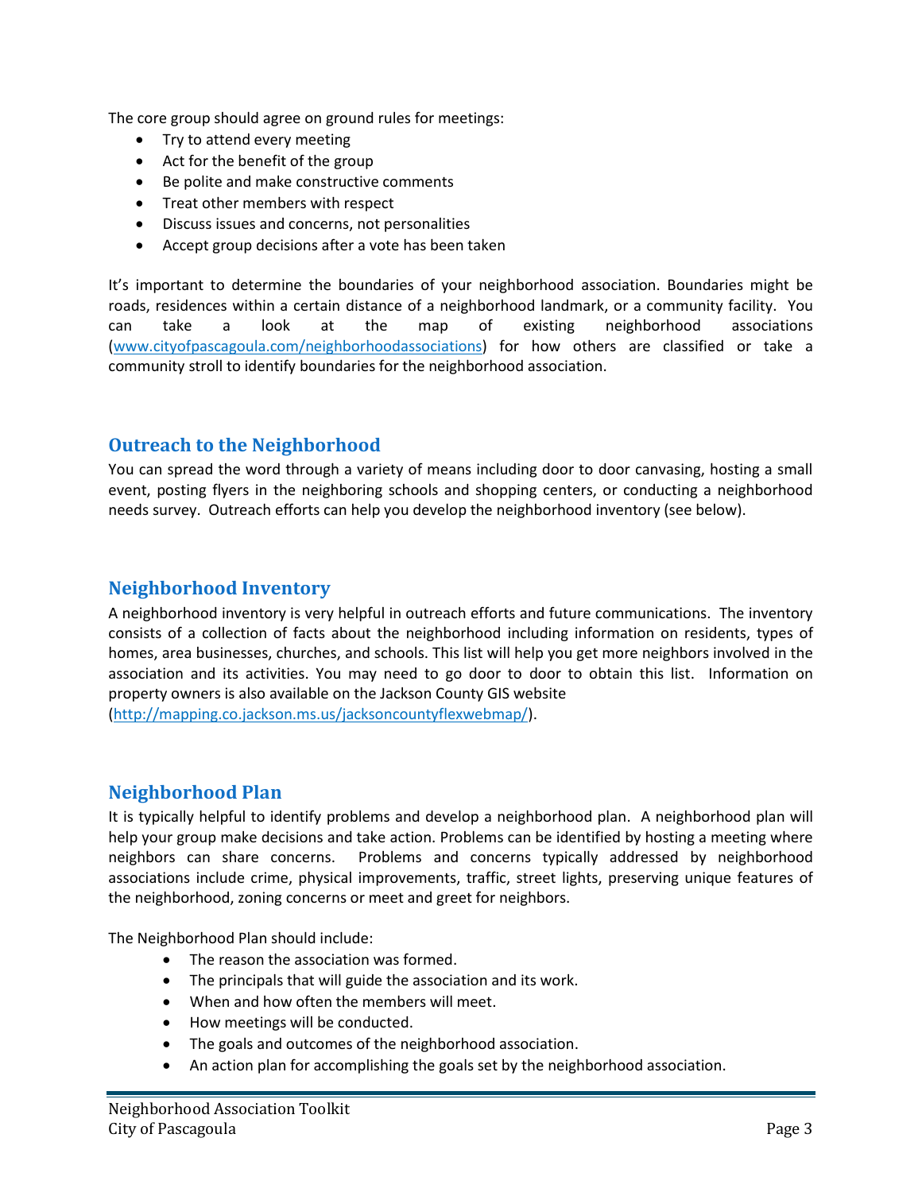The core group should agree on ground rules for meetings:

- Try to attend every meeting
- Act for the benefit of the group
- Be polite and make constructive comments
- Treat other members with respect
- Discuss issues and concerns, not personalities
- Accept group decisions after a vote has been taken

It's important to determine the boundaries of your neighborhood association. Boundaries might be roads, residences within a certain distance of a neighborhood landmark, or a community facility. You can take a look at the map of existing neighborhood associations (www.cityofpascagoula.com/neighborhoodassociations) for how others are classified or take a community stroll to identify boundaries for the neighborhood association.

## Outreach to the Neighborhood

You can spread the word through a variety of means including door to door canvasing, hosting a small event, posting flyers in the neighboring schools and shopping centers, or conducting a neighborhood needs survey. Outreach efforts can help you develop the neighborhood inventory (see below).

## Neighborhood Inventory

A neighborhood inventory is very helpful in outreach efforts and future communications. The inventory consists of a collection of facts about the neighborhood including information on residents, types of homes, area businesses, churches, and schools. This list will help you get more neighbors involved in the association and its activities. You may need to go door to door to obtain this list. Information on property owners is also available on the Jackson County GIS website (http://mapping.co.jackson.ms.us/jacksoncountyflexwebmap/).

## Neighborhood Plan

It is typically helpful to identify problems and develop a neighborhood plan. A neighborhood plan will help your group make decisions and take action. Problems can be identified by hosting a meeting where neighbors can share concerns. Problems and concerns typically addressed by neighborhood associations include crime, physical improvements, traffic, street lights, preserving unique features of the neighborhood, zoning concerns or meet and greet for neighbors.

The Neighborhood Plan should include:

- The reason the association was formed.
- The principals that will guide the association and its work.
- When and how often the members will meet.
- How meetings will be conducted.
- The goals and outcomes of the neighborhood association.
- An action plan for accomplishing the goals set by the neighborhood association.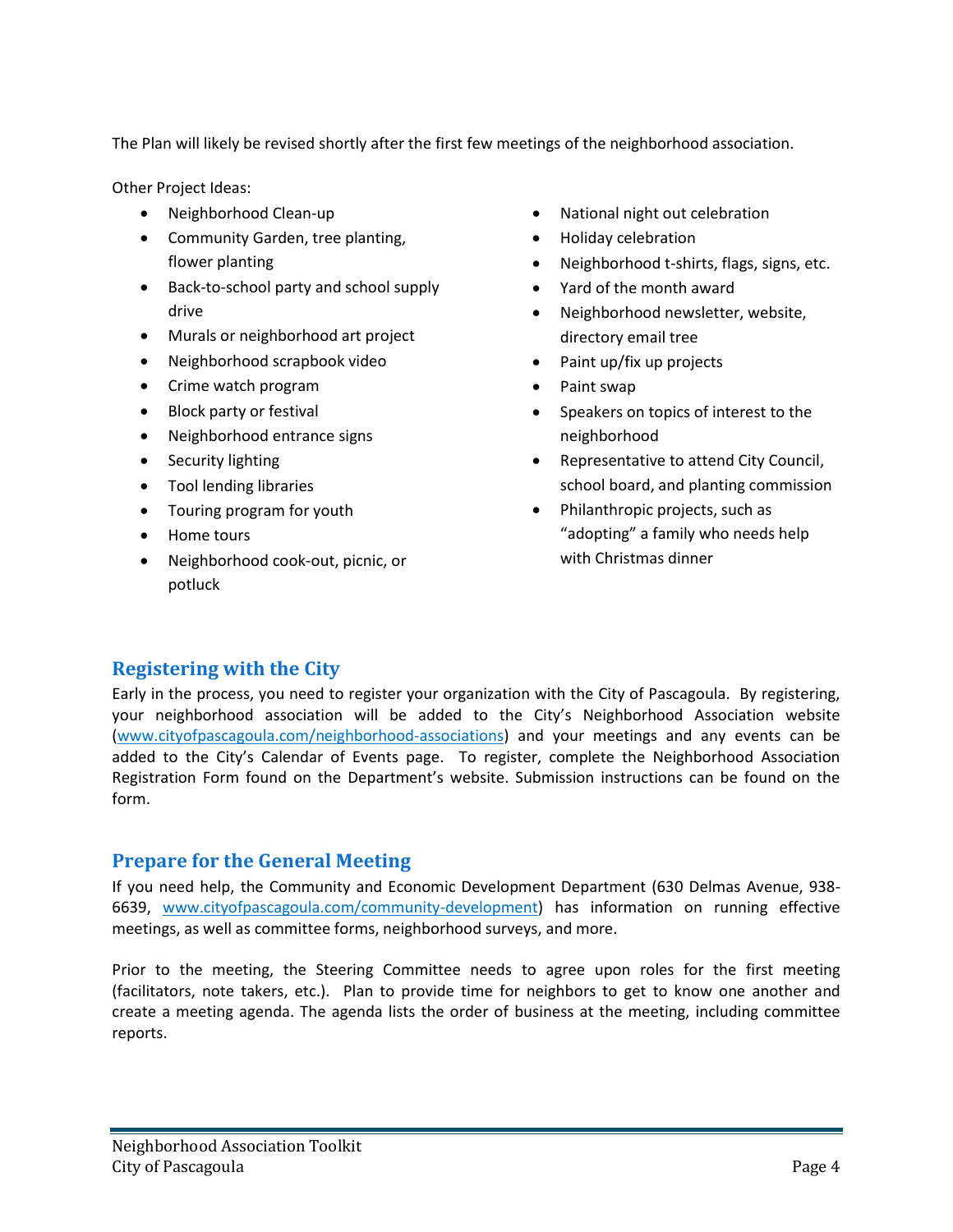The Plan will likely be revised shortly after the first few meetings of the neighborhood association.

Other Project Ideas:

- Neighborhood Clean-up
- Community Garden, tree planting, flower planting
- Back-to-school party and school supply drive
- Murals or neighborhood art project
- Neighborhood scrapbook video
- Crime watch program
- Block party or festival
- Neighborhood entrance signs
- Security lighting
- Tool lending libraries
- Touring program for youth
- Home tours
- Neighborhood cook-out, picnic, or potluck
- National night out celebration
- Holiday celebration
- Neighborhood t-shirts, flags, signs, etc.
- Yard of the month award
- Neighborhood newsletter, website, directory email tree
- Paint up/fix up projects
- Paint swap
- Speakers on topics of interest to the neighborhood
- Representative to attend City Council, school board, and planting commission
- Philanthropic projects, such as "adopting" a family who needs help with Christmas dinner

## Registering with the City

Early in the process, you need to register your organization with the City of Pascagoula. By registering, your neighborhood association will be added to the City's Neighborhood Association website (www.cityofpascagoula.com/neighborhood-associations) and your meetings and any events can be added to the City's Calendar of Events page. To register, complete the Neighborhood Association Registration Form found on the Department's website. Submission instructions can be found on the form.

## Prepare for the General Meeting

If you need help, the Community and Economic Development Department (630 Delmas Avenue, 938-6639, www.cityofpascagoula.com/community-development) has information on running effective meetings, as well as committee forms, neighborhood surveys, and more.

Prior to the meeting, the Steering Committee needs to agree upon roles for the first meeting (facilitators, note takers, etc.). Plan to provide time for neighbors to get to know one another and create a meeting agenda. The agenda lists the order of business at the meeting, including committee reports.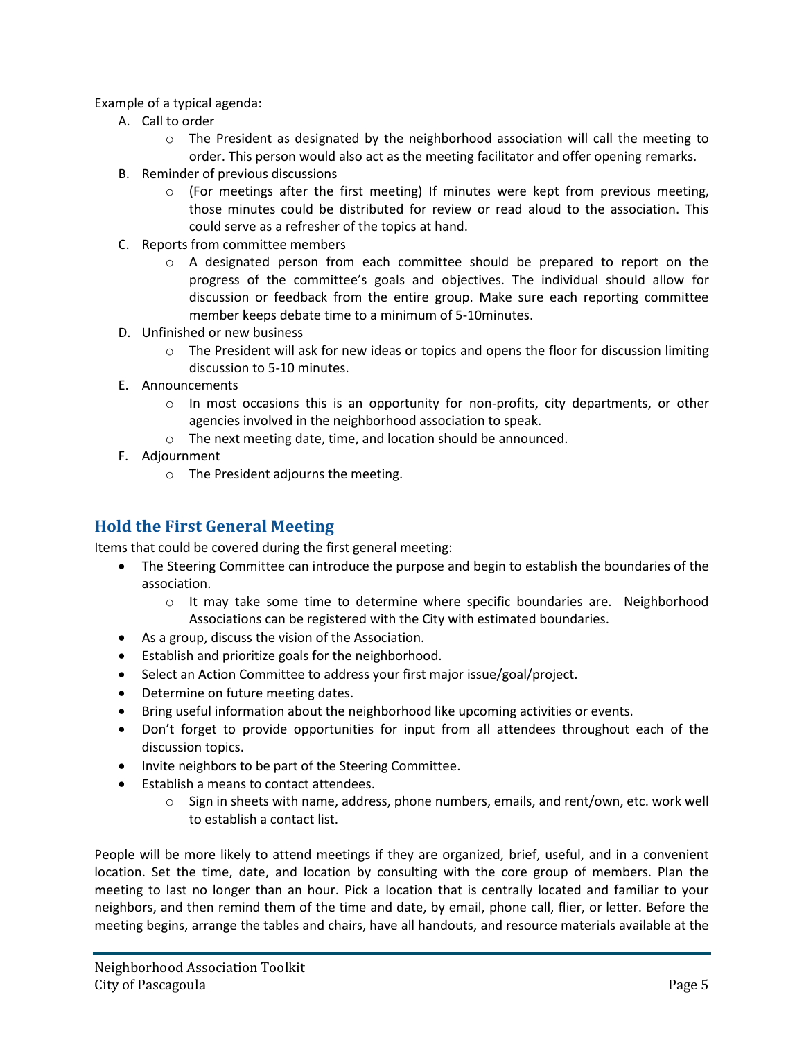Example of a typical agenda:

A. Call to order
   - The President as designated by the neighborhood association will call the meeting to order. This person would also act as the meeting facilitator and offer opening remarks.
B. Reminder of previous discussions
   - (For meetings after the first meeting) If minutes were kept from previous meeting, those minutes could be distributed for review or read aloud to the association. This could serve as a refresher of the topics at hand.
C. Reports from committee members
   - A designated person from each committee should be prepared to report on the progress of the committee's goals and objectives. The individual should allow for discussion or feedback from the entire group. Make sure each reporting committee member keeps debate time to a minimum of 5-10minutes.
D. Unfinished or new business
   - The President will ask for new ideas or topics and opens the floor for discussion limiting discussion to 5-10 minutes.
E. Announcements
   - In most occasions this is an opportunity for non-profits, city departments, or other agencies involved in the neighborhood association to speak.
   - The next meeting date, time, and location should be announced.
F. Adjournment
   - The President adjourns the meeting.

## Hold the First General Meeting

Items that could be covered during the first general meeting:

- The Steering Committee can introduce the purpose and begin to establish the boundaries of the association.
  - It may take some time to determine where specific boundaries are. Neighborhood Associations can be registered with the City with estimated boundaries.
- As a group, discuss the vision of the Association.
- Establish and prioritize goals for the neighborhood.
- Select an Action Committee to address your first major issue/goal/project.
- Determine on future meeting dates.
- Bring useful information about the neighborhood like upcoming activities or events.
- Don't forget to provide opportunities for input from all attendees throughout each of the discussion topics.
- Invite neighbors to be part of the Steering Committee.
- Establish a means to contact attendees.
  - Sign in sheets with name, address, phone numbers, emails, and rent/own, etc. work well to establish a contact list.

People will be more likely to attend meetings if they are organized, brief, useful, and in a convenient location. Set the time, date, and location by consulting with the core group of members. Plan the meeting to last no longer than an hour. Pick a location that is centrally located and familiar to your neighbors, and then remind them of the time and date, by email, phone call, flier, or letter. Before the meeting begins, arrange the tables and chairs, have all handouts, and resource materials available at the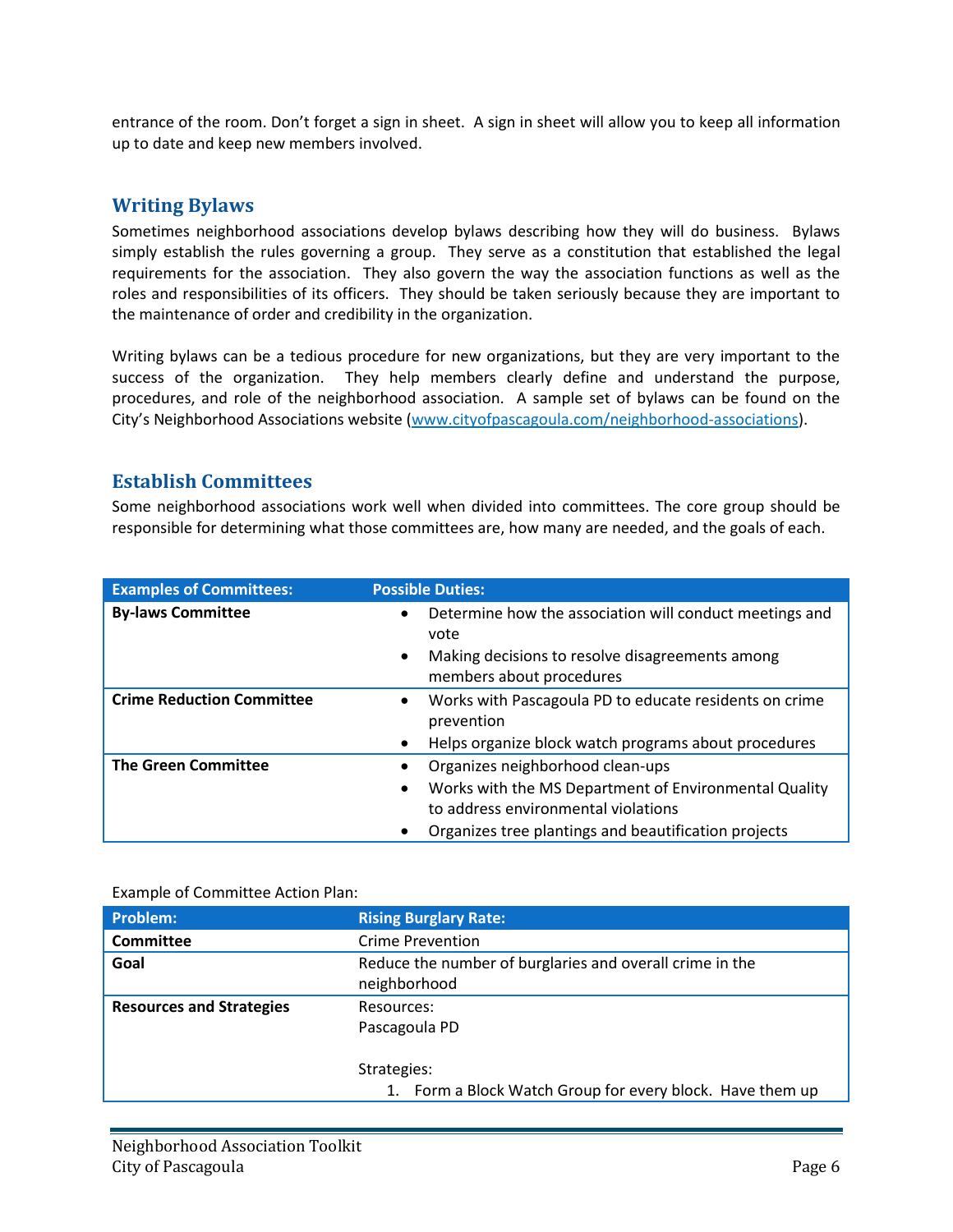entrance of the room. Don't forget a sign in sheet. A sign in sheet will allow you to keep all information up to date and keep new members involved.

## Writing Bylaws

Sometimes neighborhood associations develop bylaws describing how they will do business. Bylaws simply establish the rules governing a group. They serve as a constitution that established the legal requirements for the association. They also govern the way the association functions as well as the roles and responsibilities of its officers. They should be taken seriously because they are important to the maintenance of order and credibility in the organization.

Writing bylaws can be a tedious procedure for new organizations, but they are very important to the success of the organization. They help members clearly define and understand the purpose, procedures, and role of the neighborhood association. A sample set of bylaws can be found on the City's Neighborhood Associations website (www.cityofpascagoula.com/neighborhood-associations).

## Establish Committees

Some neighborhood associations work well when divided into committees. The core group should be responsible for determining what those committees are, how many are needed, and the goals of each.

| Examples of Committees: | Possible Duties: |
|---|---|
| **By-laws Committee** | • Determine how the association will conduct meetings and vote<br>• Making decisions to resolve disagreements among members about procedures |
| **Crime Reduction Committee** | • Works with Pascagoula PD to educate residents on crime prevention<br>• Helps organize block watch programs about procedures |
| **The Green Committee** | • Organizes neighborhood clean-ups<br>• Works with the MS Department of Environmental Quality to address environmental violations<br>• Organizes tree plantings and beautification projects |

Example of Committee Action Plan:

| Problem: | Rising Burglary Rate: |
|---|---|
| **Committee** | Crime Prevention |
| **Goal** | Reduce the number of burglaries and overall crime in the neighborhood |
| **Resources and Strategies** | Resources:<br>Pascagoula PD<br><br>Strategies:<br>1. Form a Block Watch Group for every block. Have them up |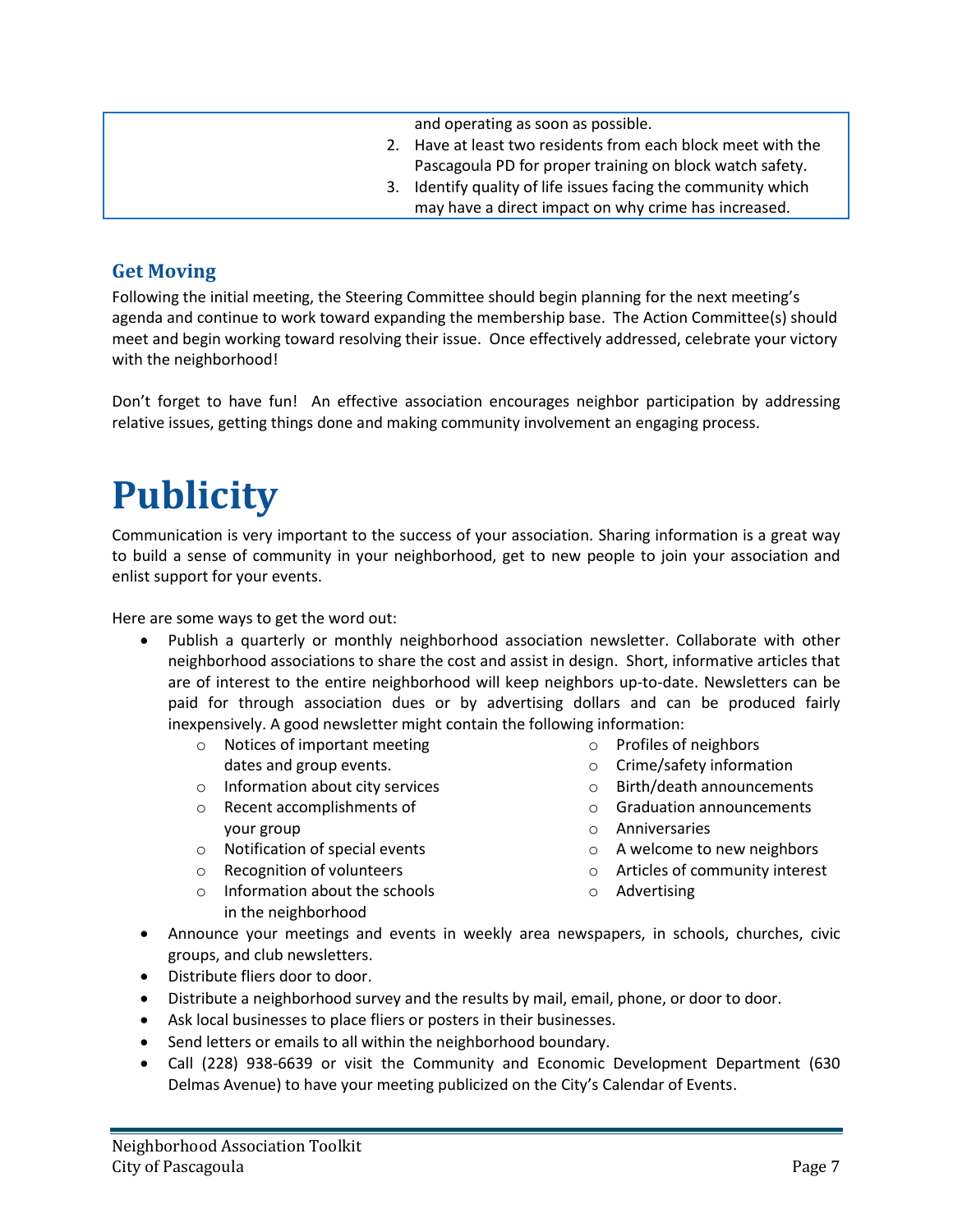| | and operating as soon as possible.<br>2. Have at least two residents from each block meet with the Pascagoula PD for proper training on block watch safety.<br>3. Identify quality of life issues facing the community which may have a direct impact on why crime has increased. |
|---|---|

## Get Moving

Following the initial meeting, the Steering Committee should begin planning for the next meeting's agenda and continue to work toward expanding the membership base. The Action Committee(s) should meet and begin working toward resolving their issue. Once effectively addressed, celebrate your victory with the neighborhood!

Don't forget to have fun! An effective association encourages neighbor participation by addressing relative issues, getting things done and making community involvement an engaging process.

# Publicity

Communication is very important to the success of your association. Sharing information is a great way to build a sense of community in your neighborhood, get to new people to join your association and enlist support for your events.

Here are some ways to get the word out:

- Publish a quarterly or monthly neighborhood association newsletter. Collaborate with other neighborhood associations to share the cost and assist in design. Short, informative articles that are of interest to the entire neighborhood will keep neighbors up-to-date. Newsletters can be paid for through association dues or by advertising dollars and can be produced fairly inexpensively. A good newsletter might contain the following information:
    - Notices of important meeting dates and group events.
    - Information about city services
    - Recent accomplishments of your group
    - Notification of special events
    - Recognition of volunteers
    - Information about the schools in the neighborhood
    - Profiles of neighbors
    - Crime/safety information
    - Birth/death announcements
    - Graduation announcements
    - Anniversaries
    - A welcome to new neighbors
    - Articles of community interest
    - Advertising
- Announce your meetings and events in weekly area newspapers, in schools, churches, civic groups, and club newsletters.
- Distribute fliers door to door.
- Distribute a neighborhood survey and the results by mail, email, phone, or door to door.
- Ask local businesses to place fliers or posters in their businesses.
- Send letters or emails to all within the neighborhood boundary.
- Call (228) 938-6639 or visit the Community and Economic Development Department (630 Delmas Avenue) to have your meeting publicized on the City's Calendar of Events.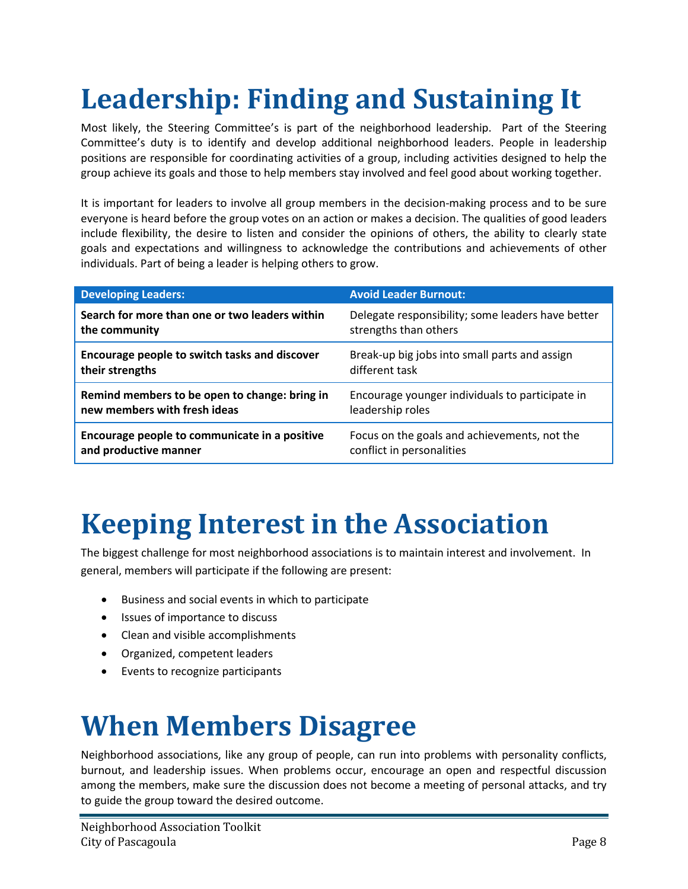# Leadership: Finding and Sustaining It

Most likely, the Steering Committee's is part of the neighborhood leadership. Part of the Steering Committee's duty is to identify and develop additional neighborhood leaders. People in leadership positions are responsible for coordinating activities of a group, including activities designed to help the group achieve its goals and those to help members stay involved and feel good about working together.

It is important for leaders to involve all group members in the decision-making process and to be sure everyone is heard before the group votes on an action or makes a decision. The qualities of good leaders include flexibility, the desire to listen and consider the opinions of others, the ability to clearly state goals and expectations and willingness to acknowledge the contributions and achievements of other individuals. Part of being a leader is helping others to grow.

| Developing Leaders: | Avoid Leader Burnout: |
|---|---|
| **Search for more than one or two leaders within the community** | Delegate responsibility; some leaders have better strengths than others |
| **Encourage people to switch tasks and discover their strengths** | Break-up big jobs into small parts and assign different task |
| **Remind members to be open to change: bring in new members with fresh ideas** | Encourage younger individuals to participate in leadership roles |
| **Encourage people to communicate in a positive and productive manner** | Focus on the goals and achievements, not the conflict in personalities |

# Keeping Interest in the Association

The biggest challenge for most neighborhood associations is to maintain interest and involvement. In general, members will participate if the following are present:

- Business and social events in which to participate
- Issues of importance to discuss
- Clean and visible accomplishments
- Organized, competent leaders
- Events to recognize participants

# When Members Disagree

Neighborhood associations, like any group of people, can run into problems with personality conflicts, burnout, and leadership issues. When problems occur, encourage an open and respectful discussion among the members, make sure the discussion does not become a meeting of personal attacks, and try to guide the group toward the desired outcome.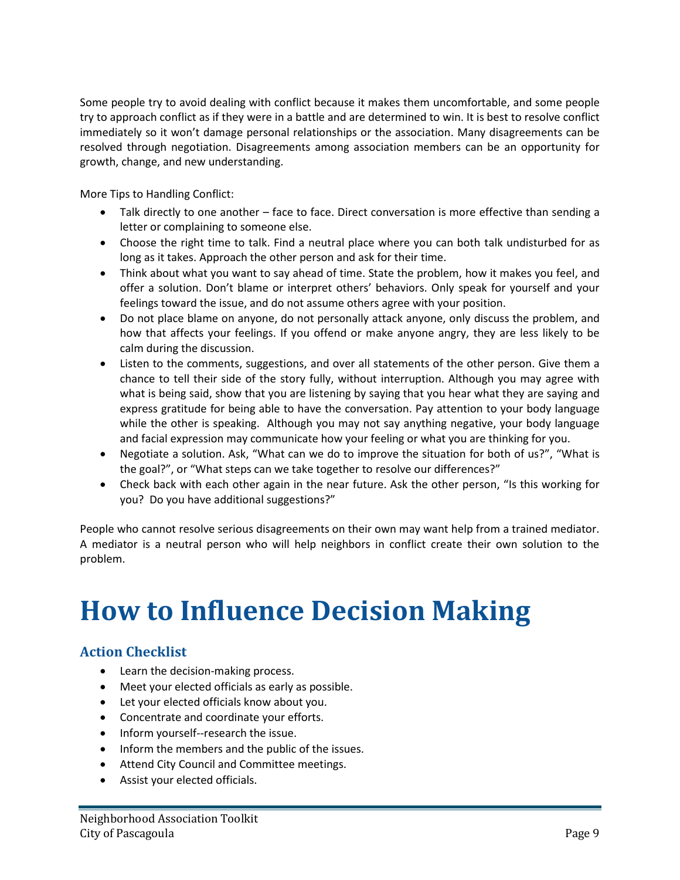Some people try to avoid dealing with conflict because it makes them uncomfortable, and some people try to approach conflict as if they were in a battle and are determined to win. It is best to resolve conflict immediately so it won't damage personal relationships or the association. Many disagreements can be resolved through negotiation. Disagreements among association members can be an opportunity for growth, change, and new understanding.

More Tips to Handling Conflict:

- Talk directly to one another – face to face. Direct conversation is more effective than sending a letter or complaining to someone else.
- Choose the right time to talk. Find a neutral place where you can both talk undisturbed for as long as it takes. Approach the other person and ask for their time.
- Think about what you want to say ahead of time. State the problem, how it makes you feel, and offer a solution. Don't blame or interpret others' behaviors. Only speak for yourself and your feelings toward the issue, and do not assume others agree with your position.
- Do not place blame on anyone, do not personally attack anyone, only discuss the problem, and how that affects your feelings. If you offend or make anyone angry, they are less likely to be calm during the discussion.
- Listen to the comments, suggestions, and over all statements of the other person. Give them a chance to tell their side of the story fully, without interruption. Although you may agree with what is being said, show that you are listening by saying that you hear what they are saying and express gratitude for being able to have the conversation. Pay attention to your body language while the other is speaking. Although you may not say anything negative, your body language and facial expression may communicate how your feeling or what you are thinking for you.
- Negotiate a solution. Ask, "What can we do to improve the situation for both of us?", "What is the goal?", or "What steps can we take together to resolve our differences?"
- Check back with each other again in the near future. Ask the other person, "Is this working for you? Do you have additional suggestions?"

People who cannot resolve serious disagreements on their own may want help from a trained mediator. A mediator is a neutral person who will help neighbors in conflict create their own solution to the problem.

# How to Influence Decision Making

## Action Checklist

- Learn the decision-making process.
- Meet your elected officials as early as possible.
- Let your elected officials know about you.
- Concentrate and coordinate your efforts.
- Inform yourself--research the issue.
- Inform the members and the public of the issues.
- Attend City Council and Committee meetings.
- Assist your elected officials.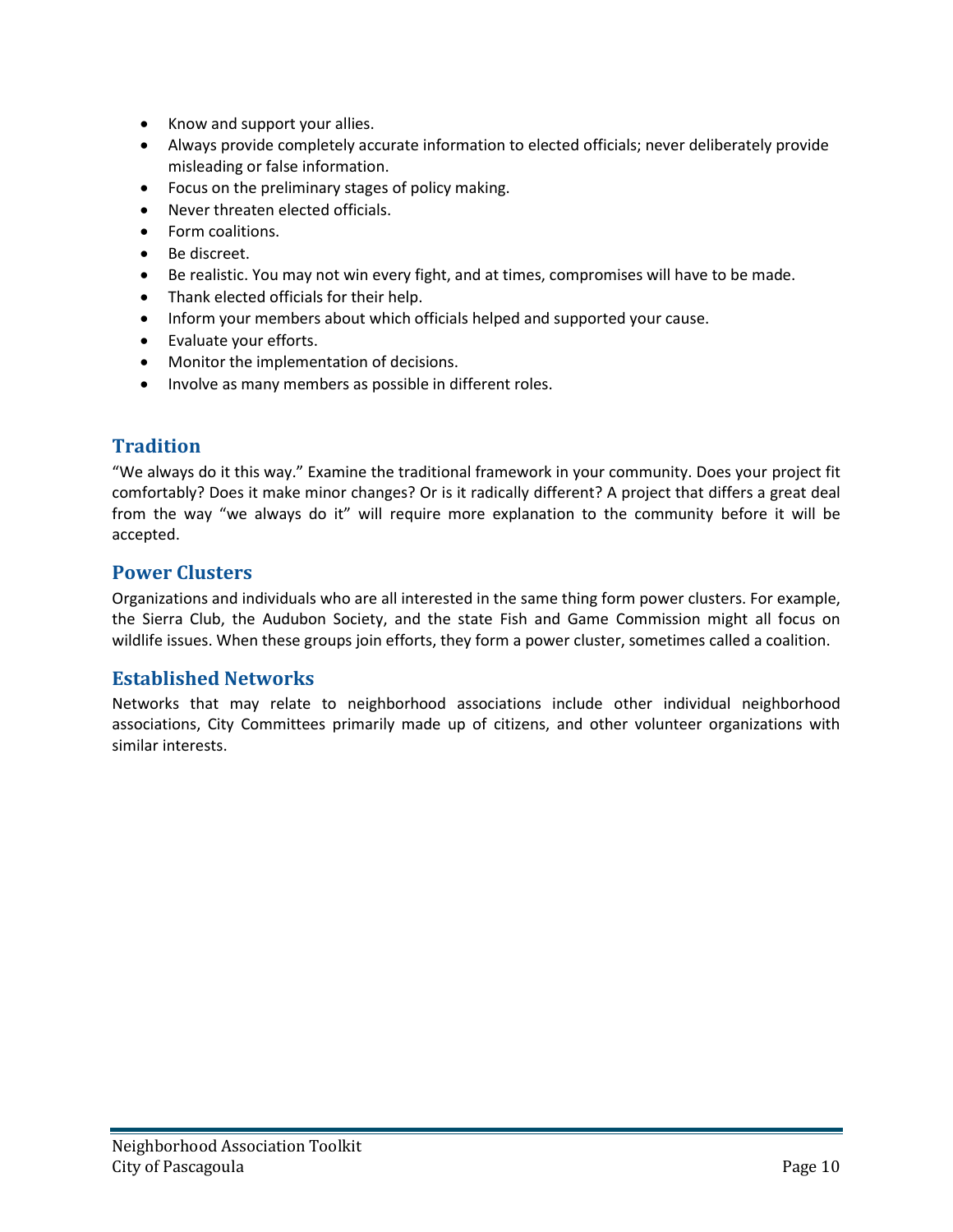- Know and support your allies.
- Always provide completely accurate information to elected officials; never deliberately provide misleading or false information.
- Focus on the preliminary stages of policy making.
- Never threaten elected officials.
- Form coalitions.
- Be discreet.
- Be realistic. You may not win every fight, and at times, compromises will have to be made.
- Thank elected officials for their help.
- Inform your members about which officials helped and supported your cause.
- Evaluate your efforts.
- Monitor the implementation of decisions.
- Involve as many members as possible in different roles.

## Tradition

"We always do it this way." Examine the traditional framework in your community. Does your project fit comfortably? Does it make minor changes? Or is it radically different? A project that differs a great deal from the way "we always do it" will require more explanation to the community before it will be accepted.

## Power Clusters

Organizations and individuals who are all interested in the same thing form power clusters. For example, the Sierra Club, the Audubon Society, and the state Fish and Game Commission might all focus on wildlife issues. When these groups join efforts, they form a power cluster, sometimes called a coalition.

## Established Networks

Networks that may relate to neighborhood associations include other individual neighborhood associations, City Committees primarily made up of citizens, and other volunteer organizations with similar interests.